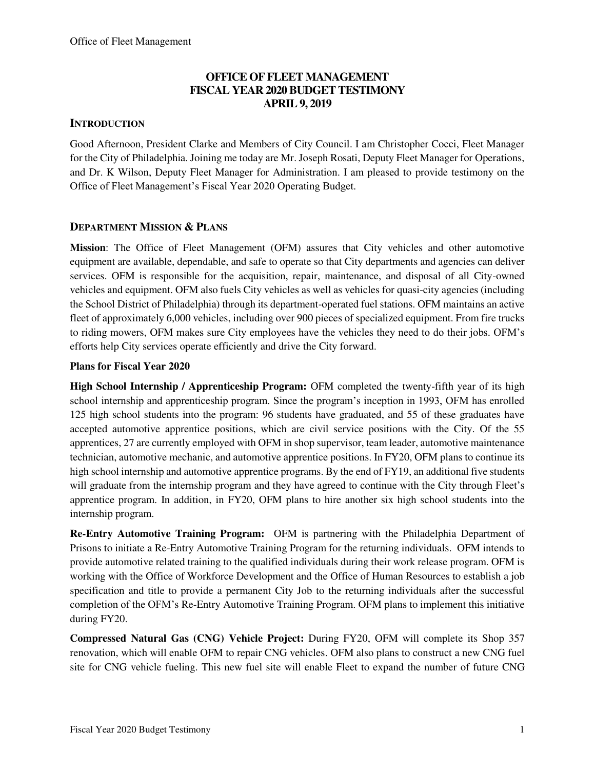# OFFICE OF FLEET MANAGEMENT
# FISCAL YEAR 2020 BUDGET TESTIMONY
# APRIL 9, 2019

## INTRODUCTION

Good Afternoon, President Clarke and Members of City Council. I am Christopher Cocci, Fleet Manager for the City of Philadelphia. Joining me today are Mr. Joseph Rosati, Deputy Fleet Manager for Operations, and Dr. K Wilson, Deputy Fleet Manager for Administration. I am pleased to provide testimony on the Office of Fleet Management's Fiscal Year 2020 Operating Budget.

## DEPARTMENT MISSION & PLANS

**Mission**: The Office of Fleet Management (OFM) assures that City vehicles and other automotive equipment are available, dependable, and safe to operate so that City departments and agencies can deliver services. OFM is responsible for the acquisition, repair, maintenance, and disposal of all City-owned vehicles and equipment. OFM also fuels City vehicles as well as vehicles for quasi-city agencies (including the School District of Philadelphia) through its department-operated fuel stations. OFM maintains an active fleet of approximately 6,000 vehicles, including over 900 pieces of specialized equipment. From fire trucks to riding mowers, OFM makes sure City employees have the vehicles they need to do their jobs. OFM's efforts help City services operate efficiently and drive the City forward.

**Plans for Fiscal Year 2020**

**High School Internship / Apprenticeship Program:** OFM completed the twenty-fifth year of its high school internship and apprenticeship program. Since the program's inception in 1993, OFM has enrolled 125 high school students into the program: 96 students have graduated, and 55 of these graduates have accepted automotive apprentice positions, which are civil service positions with the City. Of the 55 apprentices, 27 are currently employed with OFM in shop supervisor, team leader, automotive maintenance technician, automotive mechanic, and automotive apprentice positions. In FY20, OFM plans to continue its high school internship and automotive apprentice programs. By the end of FY19, an additional five students will graduate from the internship program and they have agreed to continue with the City through Fleet's apprentice program. In addition, in FY20, OFM plans to hire another six high school students into the internship program.

**Re-Entry Automotive Training Program:** OFM is partnering with the Philadelphia Department of Prisons to initiate a Re-Entry Automotive Training Program for the returning individuals. OFM intends to provide automotive related training to the qualified individuals during their work release program. OFM is working with the Office of Workforce Development and the Office of Human Resources to establish a job specification and title to provide a permanent City Job to the returning individuals after the successful completion of the OFM's Re-Entry Automotive Training Program. OFM plans to implement this initiative during FY20.

**Compressed Natural Gas (CNG) Vehicle Project:** During FY20, OFM will complete its Shop 357 renovation, which will enable OFM to repair CNG vehicles. OFM also plans to construct a new CNG fuel site for CNG vehicle fueling. This new fuel site will enable Fleet to expand the number of future CNG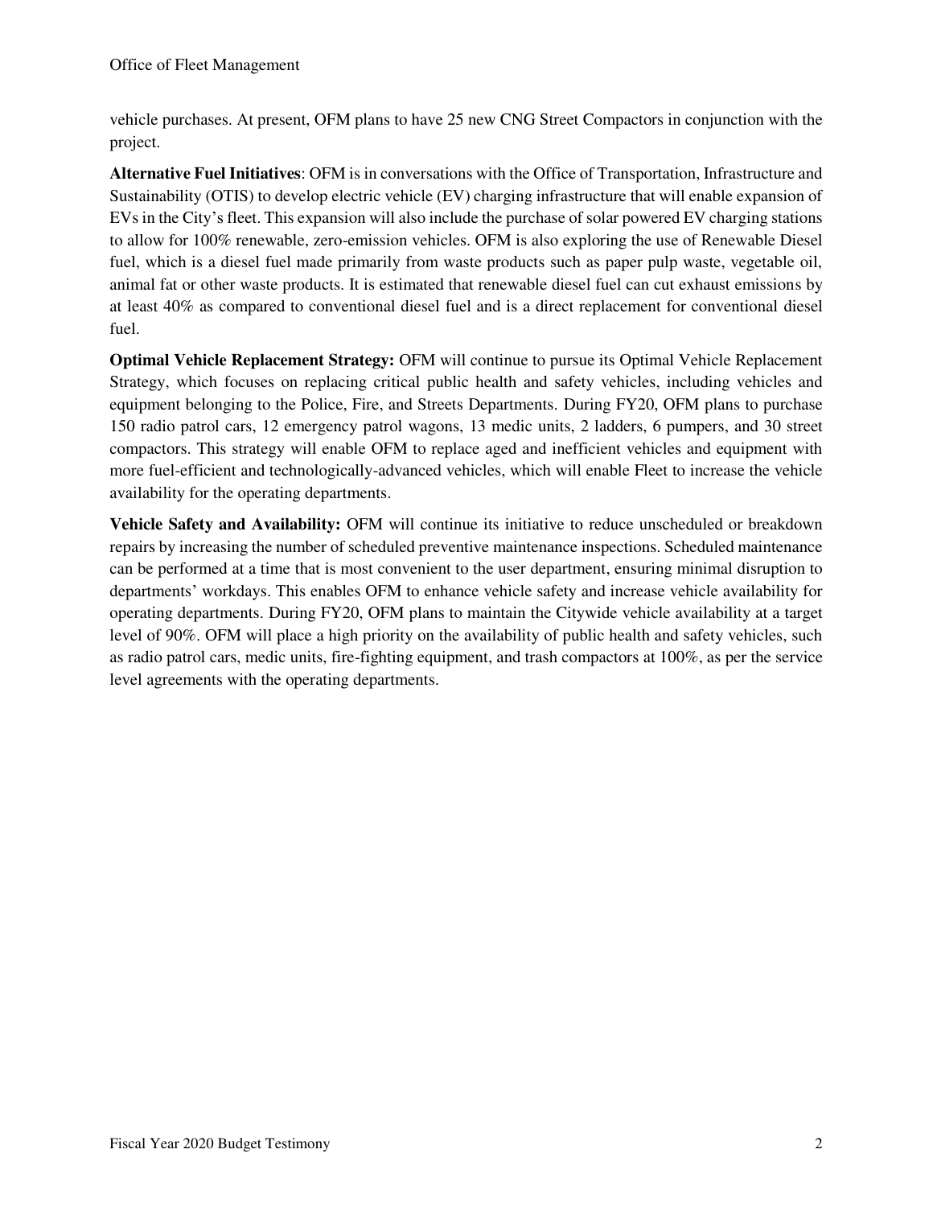vehicle purchases. At present, OFM plans to have 25 new CNG Street Compactors in conjunction with the project.

**Alternative Fuel Initiatives**: OFM is in conversations with the Office of Transportation, Infrastructure and Sustainability (OTIS) to develop electric vehicle (EV) charging infrastructure that will enable expansion of EVs in the City's fleet. This expansion will also include the purchase of solar powered EV charging stations to allow for 100% renewable, zero-emission vehicles. OFM is also exploring the use of Renewable Diesel fuel, which is a diesel fuel made primarily from waste products such as paper pulp waste, vegetable oil, animal fat or other waste products. It is estimated that renewable diesel fuel can cut exhaust emissions by at least 40% as compared to conventional diesel fuel and is a direct replacement for conventional diesel fuel.

**Optimal Vehicle Replacement Strategy:** OFM will continue to pursue its Optimal Vehicle Replacement Strategy, which focuses on replacing critical public health and safety vehicles, including vehicles and equipment belonging to the Police, Fire, and Streets Departments. During FY20, OFM plans to purchase 150 radio patrol cars, 12 emergency patrol wagons, 13 medic units, 2 ladders, 6 pumpers, and 30 street compactors. This strategy will enable OFM to replace aged and inefficient vehicles and equipment with more fuel-efficient and technologically-advanced vehicles, which will enable Fleet to increase the vehicle availability for the operating departments.

**Vehicle Safety and Availability:** OFM will continue its initiative to reduce unscheduled or breakdown repairs by increasing the number of scheduled preventive maintenance inspections. Scheduled maintenance can be performed at a time that is most convenient to the user department, ensuring minimal disruption to departments' workdays. This enables OFM to enhance vehicle safety and increase vehicle availability for operating departments. During FY20, OFM plans to maintain the Citywide vehicle availability at a target level of 90%. OFM will place a high priority on the availability of public health and safety vehicles, such as radio patrol cars, medic units, fire-fighting equipment, and trash compactors at 100%, as per the service level agreements with the operating departments.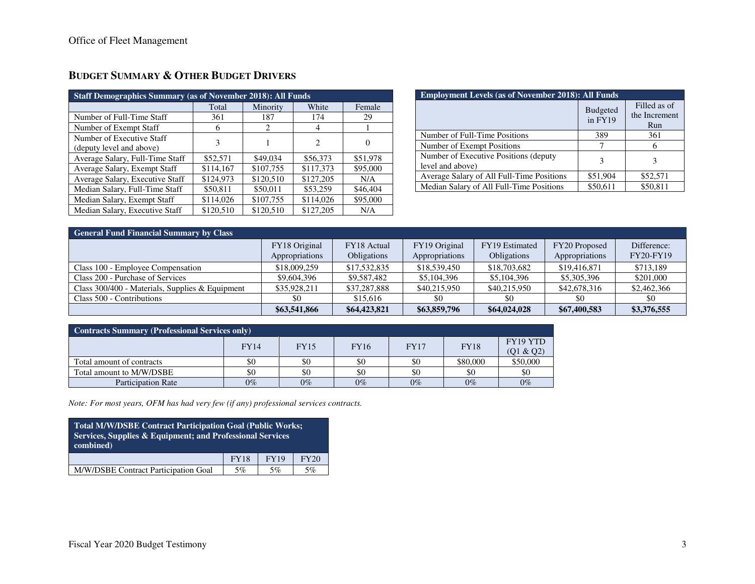## BUDGET SUMMARY & OTHER BUDGET DRIVERS

| Staff Demographics Summary (as of November 2018): All Funds | | | | |
|---|---|---|---|---|
| | Total | Minority | White | Female |
| Number of Full-Time Staff | 361 | 187 | 174 | 29 |
| Number of Exempt Staff | 6 | 2 | 4 | 1 |
| Number of Executive Staff (deputy level and above) | 3 | 1 | 2 | 0 |
| Average Salary, Full-Time Staff | $52,571 | $49,034 | $56,373 | $51,978 |
| Average Salary, Exempt Staff | $114,167 | $107,755 | $117,373 | $95,000 |
| Average Salary, Executive Staff | $124,973 | $120,510 | $127,205 | N/A |
| Median Salary, Full-Time Staff | $50,811 | $50,011 | $53,259 | $46,404 |
| Median Salary, Exempt Staff | $114,026 | $107,755 | $114,026 | $95,000 |
| Median Salary, Executive Staff | $120,510 | $120,510 | $127,205 | N/A |

| Employment Levels (as of November 2018): All Funds | | |
|---|---|---|
| | Budgeted in FY19 | Filled as of the Increment Run |
| Number of Full-Time Positions | 389 | 361 |
| Number of Exempt Positions | 7 | 6 |
| Number of Executive Positions (deputy level and above) | 3 | 3 |
| Average Salary of All Full-Time Positions | $51,904 | $52,571 |
| Median Salary of All Full-Time Positions | $50,611 | $50,811 |

| General Fund Financial Summary by Class | | | | | | |
|---|---|---|---|---|---|---|
| | FY18 Original Appropriations | FY18 Actual Obligations | FY19 Original Appropriations | FY19 Estimated Obligations | FY20 Proposed Appropriations | Difference: FY20-FY19 |
| Class 100 - Employee Compensation | $18,009,259 | $17,532,835 | $18,539,450 | $18,703,682 | $19,416,871 | $713,189 |
| Class 200 - Purchase of Services | $9,604,396 | $9,587,482 | $5,104,396 | $5,104,396 | $5,305,396 | $201,000 |
| Class 300/400 - Materials, Supplies & Equipment | $35,928,211 | $37,287,888 | $40,215,950 | $40,215,950 | $42,678,316 | $2,462,366 |
| Class 500 - Contributions | $0 | $15,616 | $0 | $0 | $0 | $0 |
| | **$63,541,866** | **$64,423,821** | **$63,859,796** | **$64,024,028** | **$67,400,583** | **$3,376,555** |

| Contracts Summary (Professional Services only) | | | | | | |
|---|---|---|---|---|---|---|
| | FY14 | FY15 | FY16 | FY17 | FY18 | FY19 YTD (Q1 & Q2) |
| Total amount of contracts | $0 | $0 | $0 | $0 | $80,000 | $50,000 |
| Total amount to M/W/DSBE | $0 | $0 | $0 | $0 | $0 | $0 |
| Participation Rate | 0% | 0% | 0% | 0% | 0% | 0% |

*Note: For most years, OFM has had very few (if any) professional services contracts.*

| Total M/W/DSBE Contract Participation Goal (Public Works; Services, Supplies & Equipment; and Professional Services combined) | | | |
|---|---|---|---|
| | FY18 | FY19 | FY20 |
| M/W/DSBE Contract Participation Goal | 5% | 5% | 5% |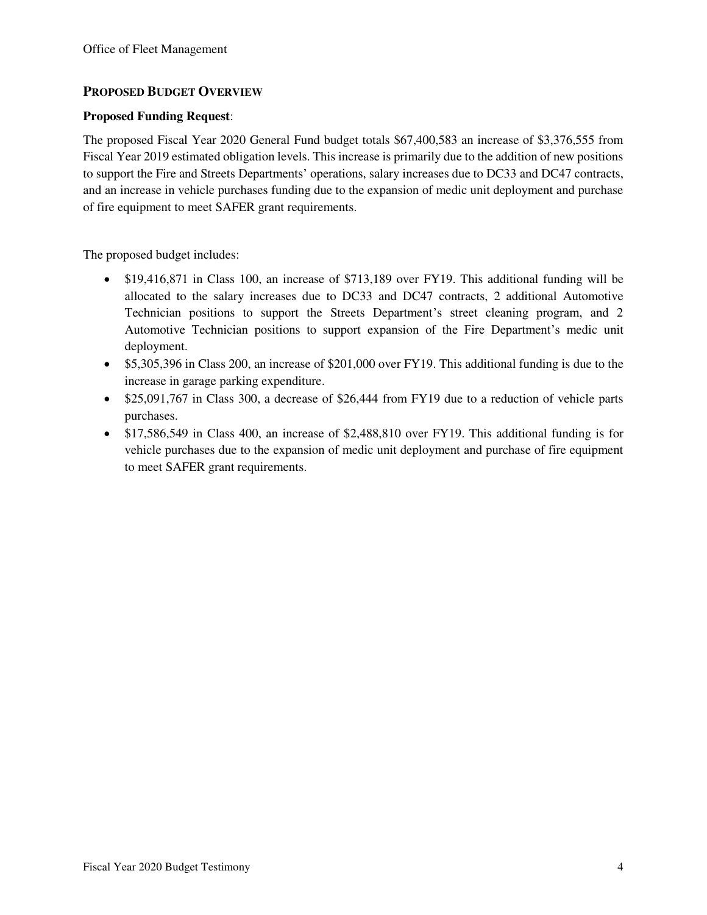## PROPOSED BUDGET OVERVIEW

**Proposed Funding Request**:

The proposed Fiscal Year 2020 General Fund budget totals $67,400,583 an increase of $3,376,555 from Fiscal Year 2019 estimated obligation levels. This increase is primarily due to the addition of new positions to support the Fire and Streets Departments' operations, salary increases due to DC33 and DC47 contracts, and an increase in vehicle purchases funding due to the expansion of medic unit deployment and purchase of fire equipment to meet SAFER grant requirements.

The proposed budget includes:

- $19,416,871 in Class 100, an increase of $713,189 over FY19. This additional funding will be allocated to the salary increases due to DC33 and DC47 contracts, 2 additional Automotive Technician positions to support the Streets Department's street cleaning program, and 2 Automotive Technician positions to support expansion of the Fire Department's medic unit deployment.
- $5,305,396 in Class 200, an increase of $201,000 over FY19. This additional funding is due to the increase in garage parking expenditure.
- $25,091,767 in Class 300, a decrease of $26,444 from FY19 due to a reduction of vehicle parts purchases.
- $17,586,549 in Class 400, an increase of $2,488,810 over FY19. This additional funding is for vehicle purchases due to the expansion of medic unit deployment and purchase of fire equipment to meet SAFER grant requirements.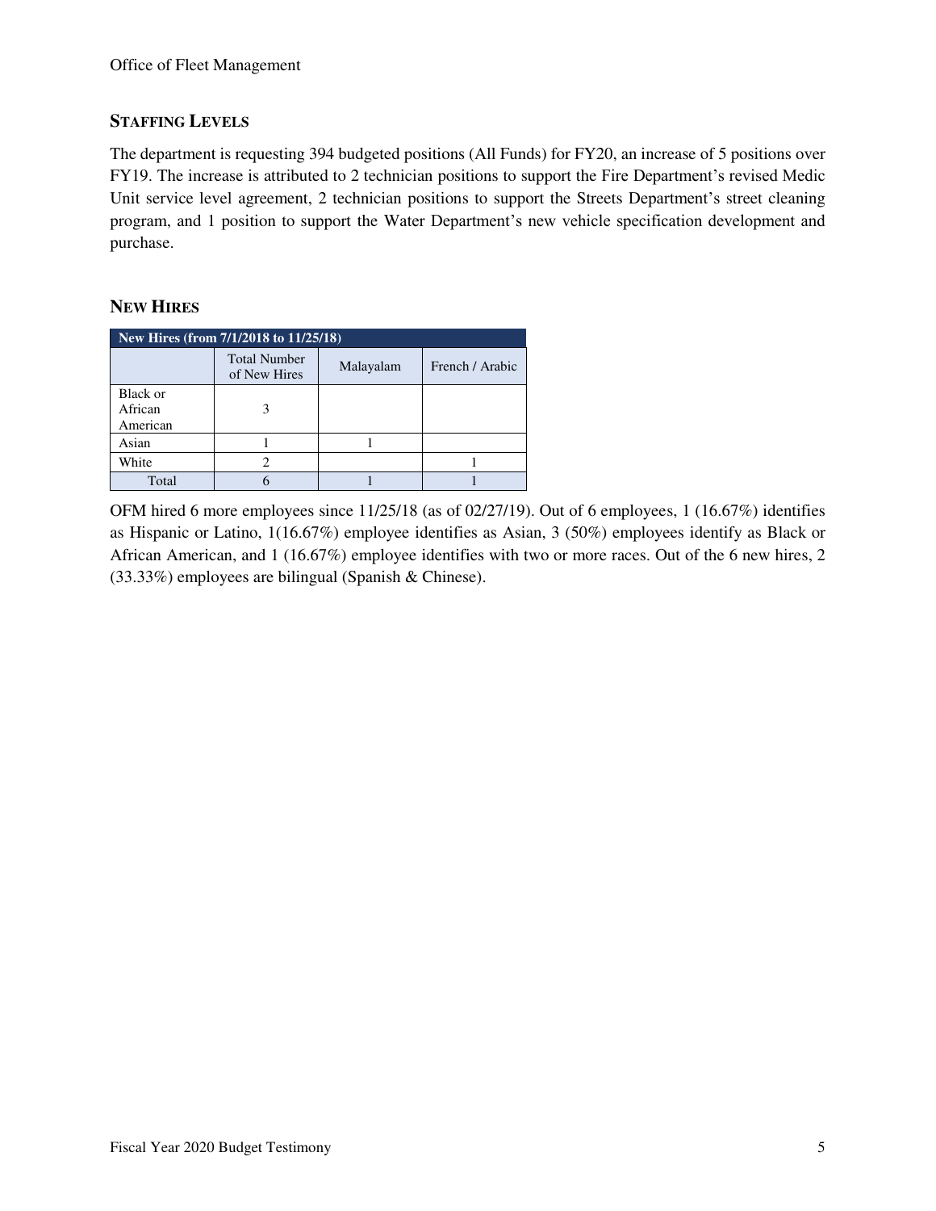### STAFFING LEVELS

The department is requesting 394 budgeted positions (All Funds) for FY20, an increase of 5 positions over FY19. The increase is attributed to 2 technician positions to support the Fire Department's revised Medic Unit service level agreement, 2 technician positions to support the Streets Department's street cleaning program, and 1 position to support the Water Department's new vehicle specification development and purchase.

### NEW HIRES

| New Hires (from 7/1/2018 to 11/25/18) | | | |
|---|---|---|---|
| | Total Number of New Hires | Malayalam | French / Arabic |
| Black or African American | 3 | | |
| Asian | 1 | 1 | |
| White | 2 | | 1 |
| Total | 6 | 1 | 1 |

OFM hired 6 more employees since 11/25/18 (as of 02/27/19). Out of 6 employees, 1 (16.67%) identifies as Hispanic or Latino, 1(16.67%) employee identifies as Asian, 3 (50%) employees identify as Black or African American, and 1 (16.67%) employee identifies with two or more races. Out of the 6 new hires, 2 (33.33%) employees are bilingual (Spanish & Chinese).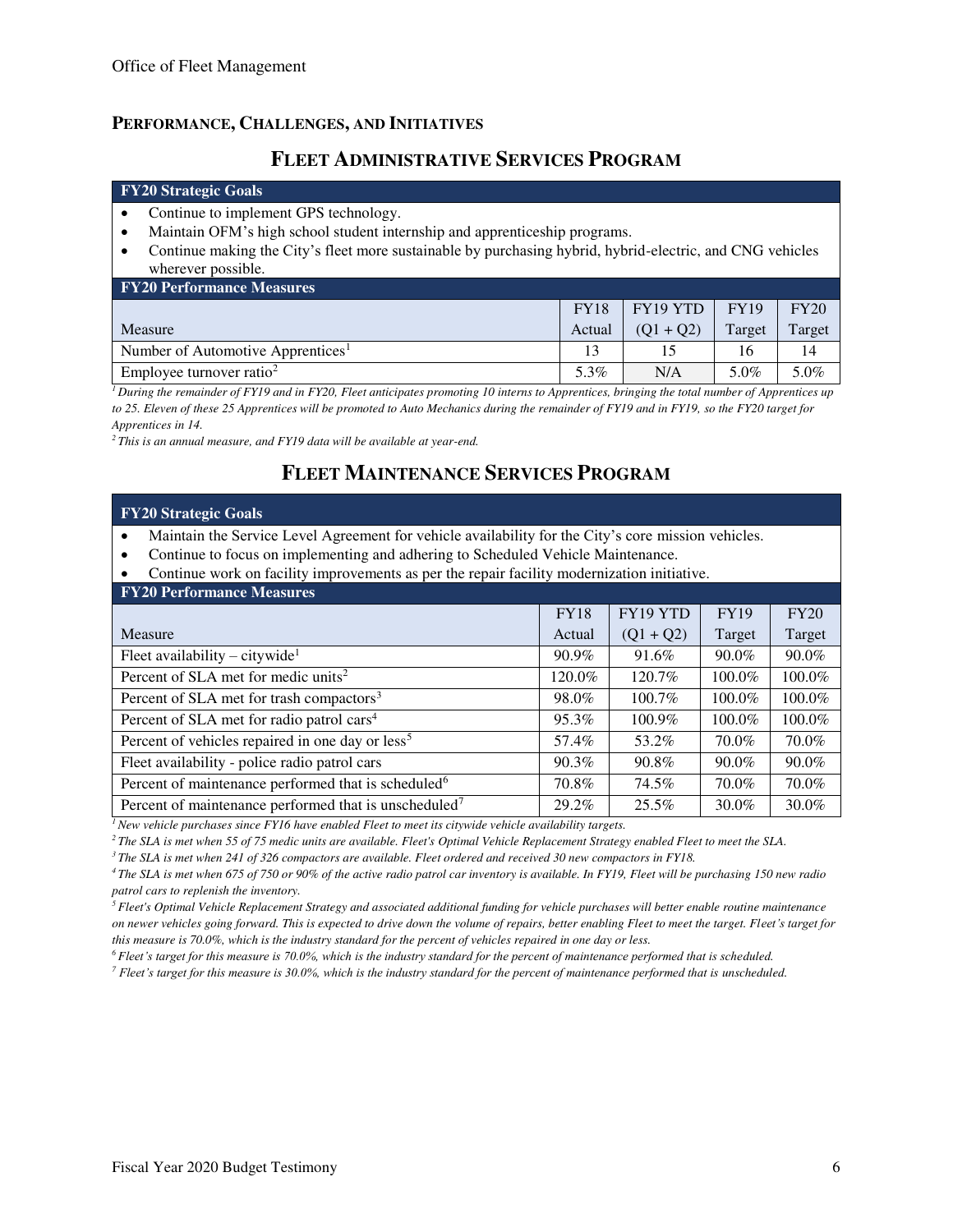## Performance, Challenges, and Initiatives

### Fleet Administrative Services Program

**FY20 Strategic Goals**

- Continue to implement GPS technology.
- Maintain OFM's high school student internship and apprenticeship programs.
- Continue making the City's fleet more sustainable by purchasing hybrid, hybrid-electric, and CNG vehicles wherever possible.

**FY20 Performance Measures**

| Measure | FY18 Actual | FY19 YTD (Q1 + Q2) | FY19 Target | FY20 Target |
|---|---|---|---|---|
| Number of Automotive Apprentices[1] | 13 | 15 | 16 | 14 |
| Employee turnover ratio[2] | 5.3% | N/A | 5.0% | 5.0% |

*[1] During the remainder of FY19 and in FY20, Fleet anticipates promoting 10 interns to Apprentices, bringing the total number of Apprentices up to 25. Eleven of these 25 Apprentices will be promoted to Auto Mechanics during the remainder of FY19 and in FY19, so the FY20 target for Apprentices in 14.*

*[2] This is an annual measure, and FY19 data will be available at year-end.*

### Fleet Maintenance Services Program

**FY20 Strategic Goals**

- Maintain the Service Level Agreement for vehicle availability for the City's core mission vehicles.
- Continue to focus on implementing and adhering to Scheduled Vehicle Maintenance.
- Continue work on facility improvements as per the repair facility modernization initiative.

**FY20 Performance Measures**

| Measure | FY18 Actual | FY19 YTD (Q1 + Q2) | FY19 Target | FY20 Target |
|---|---|---|---|---|
| Fleet availability – citywide[1] | 90.9% | 91.6% | 90.0% | 90.0% |
| Percent of SLA met for medic units[2] | 120.0% | 120.7% | 100.0% | 100.0% |
| Percent of SLA met for trash compactors[3] | 98.0% | 100.7% | 100.0% | 100.0% |
| Percent of SLA met for radio patrol cars[4] | 95.3% | 100.9% | 100.0% | 100.0% |
| Percent of vehicles repaired in one day or less[5] | 57.4% | 53.2% | 70.0% | 70.0% |
| Fleet availability - police radio patrol cars | 90.3% | 90.8% | 90.0% | 90.0% |
| Percent of maintenance performed that is scheduled[6] | 70.8% | 74.5% | 70.0% | 70.0% |
| Percent of maintenance performed that is unscheduled[7] | 29.2% | 25.5% | 30.0% | 30.0% |

*[1] New vehicle purchases since FY16 have enabled Fleet to meet its citywide vehicle availability targets.*

*[2] The SLA is met when 55 of 75 medic units are available. Fleet's Optimal Vehicle Replacement Strategy enabled Fleet to meet the SLA.*

*[3] The SLA is met when 241 of 326 compactors are available. Fleet ordered and received 30 new compactors in FY18.*

*[4] The SLA is met when 675 of 750 or 90% of the active radio patrol car inventory is available. In FY19, Fleet will be purchasing 150 new radio patrol cars to replenish the inventory.*

*[5] Fleet's Optimal Vehicle Replacement Strategy and associated additional funding for vehicle purchases will better enable routine maintenance on newer vehicles going forward. This is expected to drive down the volume of repairs, better enabling Fleet to meet the target. Fleet's target for this measure is 70.0%, which is the industry standard for the percent of vehicles repaired in one day or less.*

*[6] Fleet's target for this measure is 70.0%, which is the industry standard for the percent of maintenance performed that is scheduled.*

*[7] Fleet's target for this measure is 30.0%, which is the industry standard for the percent of maintenance performed that is unscheduled.*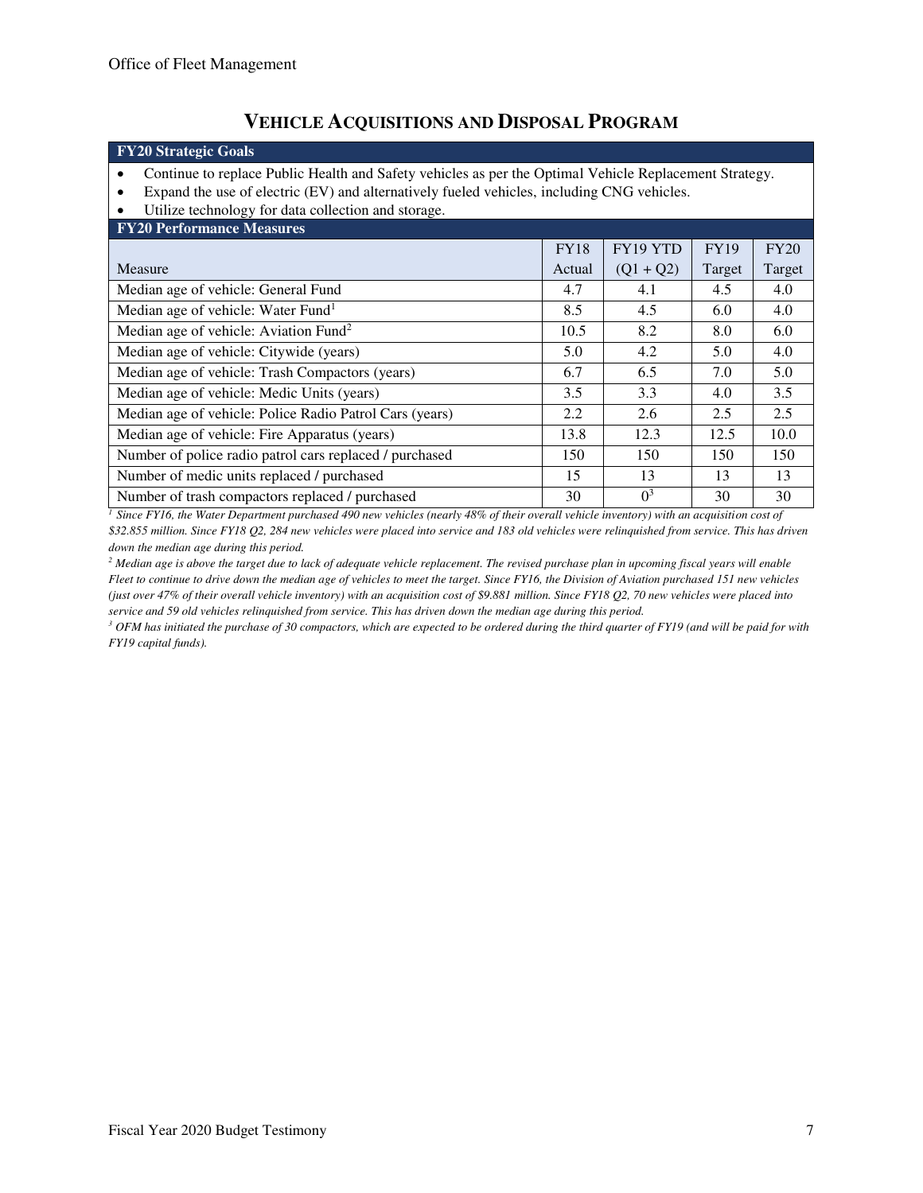## Vehicle Acquisitions and Disposal Program

**FY20 Strategic Goals**

- Continue to replace Public Health and Safety vehicles as per the Optimal Vehicle Replacement Strategy.
- Expand the use of electric (EV) and alternatively fueled vehicles, including CNG vehicles.
- Utilize technology for data collection and storage.

**FY20 Performance Measures**

| Measure | FY18 Actual | FY19 YTD (Q1 + Q2) | FY19 Target | FY20 Target |
|---|---|---|---|---|
| Median age of vehicle: General Fund | 4.7 | 4.1 | 4.5 | 4.0 |
| Median age of vehicle: Water Fund[1] | 8.5 | 4.5 | 6.0 | 4.0 |
| Median age of vehicle: Aviation Fund[2] | 10.5 | 8.2 | 8.0 | 6.0 |
| Median age of vehicle: Citywide (years) | 5.0 | 4.2 | 5.0 | 4.0 |
| Median age of vehicle: Trash Compactors (years) | 6.7 | 6.5 | 7.0 | 5.0 |
| Median age of vehicle: Medic Units (years) | 3.5 | 3.3 | 4.0 | 3.5 |
| Median age of vehicle: Police Radio Patrol Cars (years) | 2.2 | 2.6 | 2.5 | 2.5 |
| Median age of vehicle: Fire Apparatus (years) | 13.8 | 12.3 | 12.5 | 10.0 |
| Number of police radio patrol cars replaced / purchased | 150 | 150 | 150 | 150 |
| Number of medic units replaced / purchased | 15 | 13 | 13 | 13 |
| Number of trash compactors replaced / purchased | 30 | 0[3] | 30 | 30 |

*[1] Since FY16, the Water Department purchased 490 new vehicles (nearly 48% of their overall vehicle inventory) with an acquisition cost of $32.855 million. Since FY18 Q2, 284 new vehicles were placed into service and 183 old vehicles were relinquished from service. This has driven down the median age during this period.*

*[2] Median age is above the target due to lack of adequate vehicle replacement. The revised purchase plan in upcoming fiscal years will enable Fleet to continue to drive down the median age of vehicles to meet the target. Since FY16, the Division of Aviation purchased 151 new vehicles (just over 47% of their overall vehicle inventory) with an acquisition cost of $9.881 million. Since FY18 Q2, 70 new vehicles were placed into service and 59 old vehicles relinquished from service. This has driven down the median age during this period.*

*[3] OFM has initiated the purchase of 30 compactors, which are expected to be ordered during the third quarter of FY19 (and will be paid for with FY19 capital funds).*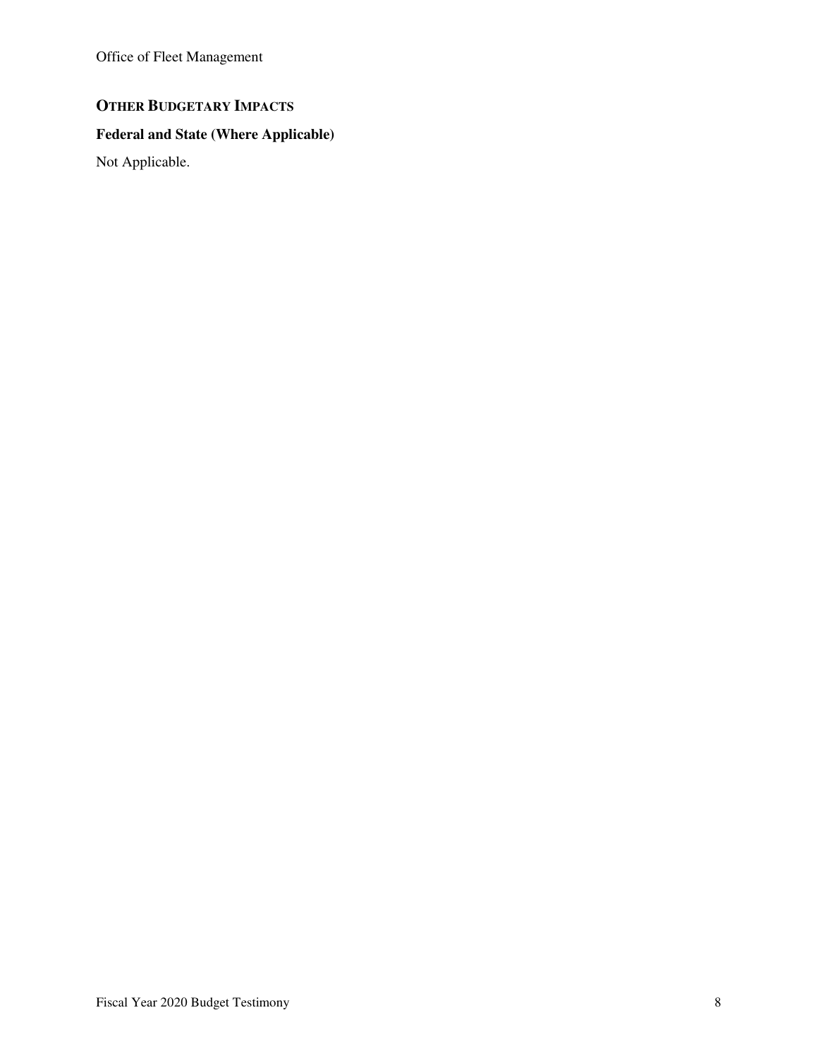## Other Budgetary Impacts

### Federal and State (Where Applicable)

Not Applicable.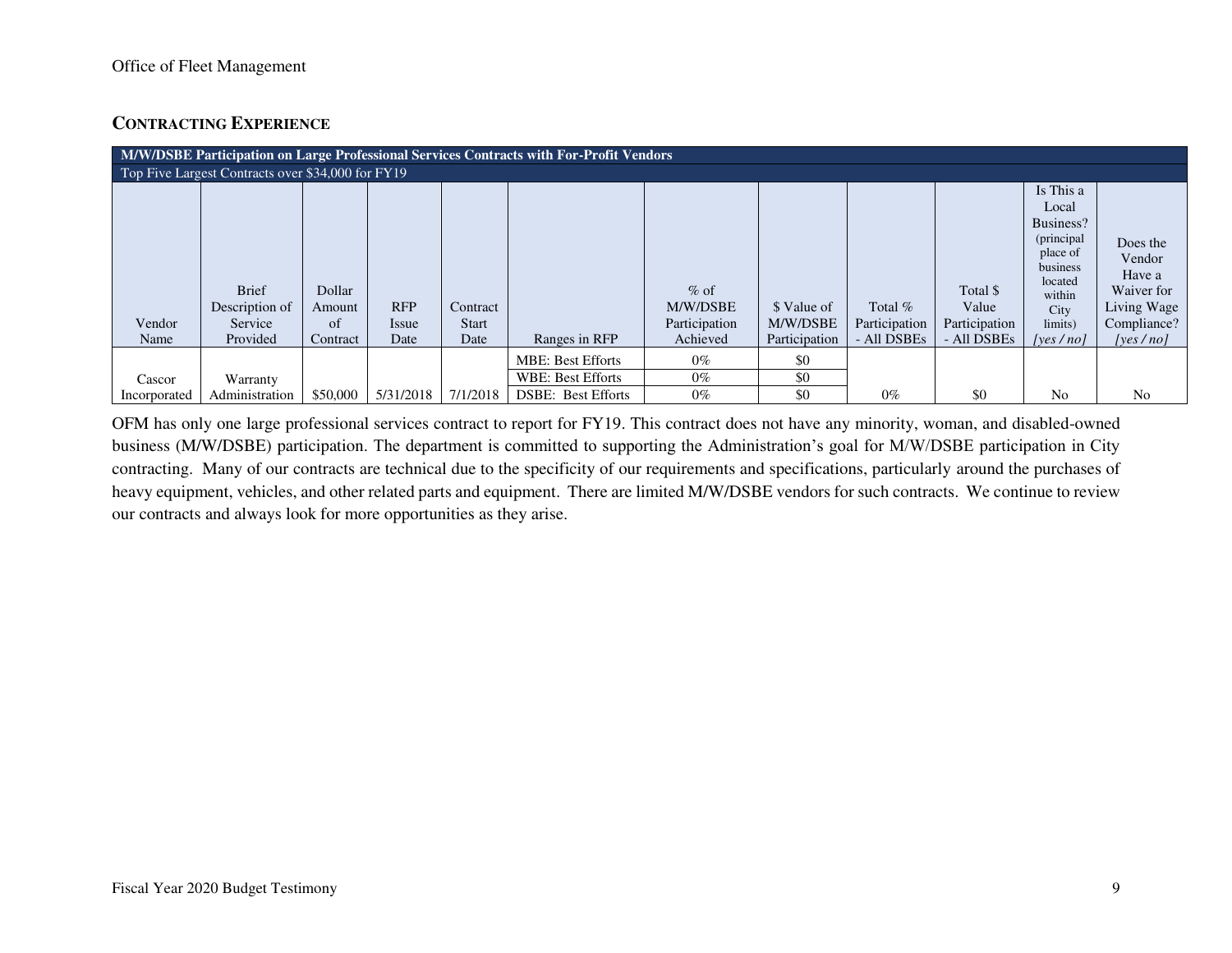Office of Fleet Management

## CONTRACTING EXPERIENCE

| M/W/DSBE Participation on Large Professional Services Contracts with For-Profit Vendors | | | | | | | | | | | |
|---|---|---|---|---|---|---|---|---|---|---|---|
| Top Five Largest Contracts over $34,000 for FY19 | | | | | | | | | | | |
| Vendor Name | Brief Description of Service Provided | Dollar Amount of Contract | RFP Issue Date | Contract Start Date | Ranges in RFP | % of M/W/DSBE Participation Achieved | $ Value of M/W/DSBE Participation | Total % Participation - All DSBEs | Total $ Value Participation - All DSBEs | Is This a Local Business? (principal place of business located within City limits) *[yes / no]* | Does the Vendor Have a Waiver for Living Wage Compliance? *[yes / no]* |
| Cascor Incorporated | Warranty Administration | $50,000 | 5/31/2018 | 7/1/2018 | MBE: Best Efforts | 0% | $0 | 0% | $0 | No | No |
| | | | | | WBE: Best Efforts | 0% | $0 | | | | |
| | | | | | DSBE: Best Efforts | 0% | $0 | | | | |

OFM has only one large professional services contract to report for FY19. This contract does not have any minority, woman, and disabled-owned business (M/W/DSBE) participation. The department is committed to supporting the Administration's goal for M/W/DSBE participation in City contracting. Many of our contracts are technical due to the specificity of our requirements and specifications, particularly around the purchases of heavy equipment, vehicles, and other related parts and equipment. There are limited M/W/DSBE vendors for such contracts. We continue to review our contracts and always look for more opportunities as they arise.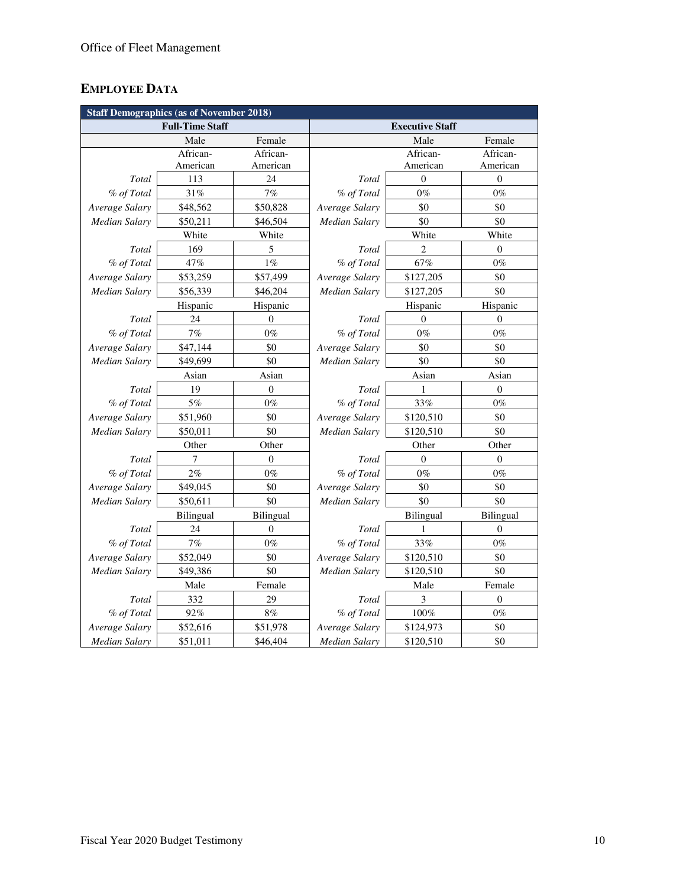## Employee Data

| Staff Demographics (as of November 2018) | | | | | |
|---|---|---|---|---|---|
| **Full-Time Staff** | | | **Executive Staff** | | |
| | Male | Female | | Male | Female |
| | African-American | African-American | | African-American | African-American |
| *Total* | 113 | 24 | *Total* | 0 | 0 |
| *% of Total* | 31% | 7% | *% of Total* | 0% | 0% |
| *Average Salary* | $48,562 | $50,828 | *Average Salary* | $0 | $0 |
| *Median Salary* | $50,211 | $46,504 | *Median Salary* | $0 | $0 |
| | White | White | | White | White |
| *Total* | 169 | 5 | *Total* | 2 | 0 |
| *% of Total* | 47% | 1% | *% of Total* | 67% | 0% |
| *Average Salary* | $53,259 | $57,499 | *Average Salary* | $127,205 | $0 |
| *Median Salary* | $56,339 | $46,204 | *Median Salary* | $127,205 | $0 |
| | Hispanic | Hispanic | | Hispanic | Hispanic |
| *Total* | 24 | 0 | *Total* | 0 | 0 |
| *% of Total* | 7% | 0% | *% of Total* | 0% | 0% |
| *Average Salary* | $47,144 | $0 | *Average Salary* | $0 | $0 |
| *Median Salary* | $49,699 | $0 | *Median Salary* | $0 | $0 |
| | Asian | Asian | | Asian | Asian |
| *Total* | 19 | 0 | *Total* | 1 | 0 |
| *% of Total* | 5% | 0% | *% of Total* | 33% | 0% |
| *Average Salary* | $51,960 | $0 | *Average Salary* | $120,510 | $0 |
| *Median Salary* | $50,011 | $0 | *Median Salary* | $120,510 | $0 |
| | Other | Other | | Other | Other |
| *Total* | 7 | 0 | *Total* | 0 | 0 |
| *% of Total* | 2% | 0% | *% of Total* | 0% | 0% |
| *Average Salary* | $49,045 | $0 | *Average Salary* | $0 | $0 |
| *Median Salary* | $50,611 | $0 | *Median Salary* | $0 | $0 |
| | Bilingual | Bilingual | | Bilingual | Bilingual |
| *Total* | 24 | 0 | *Total* | 1 | 0 |
| *% of Total* | 7% | 0% | *% of Total* | 33% | 0% |
| *Average Salary* | $52,049 | $0 | *Average Salary* | $120,510 | $0 |
| *Median Salary* | $49,386 | $0 | *Median Salary* | $120,510 | $0 |
| | Male | Female | | Male | Female |
| *Total* | 332 | 29 | *Total* | 3 | 0 |
| *% of Total* | 92% | 8% | *% of Total* | 100% | 0% |
| *Average Salary* | $52,616 | $51,978 | *Average Salary* | $124,973 | $0 |
| *Median Salary* | $51,011 | $46,404 | *Median Salary* | $120,510 | $0 |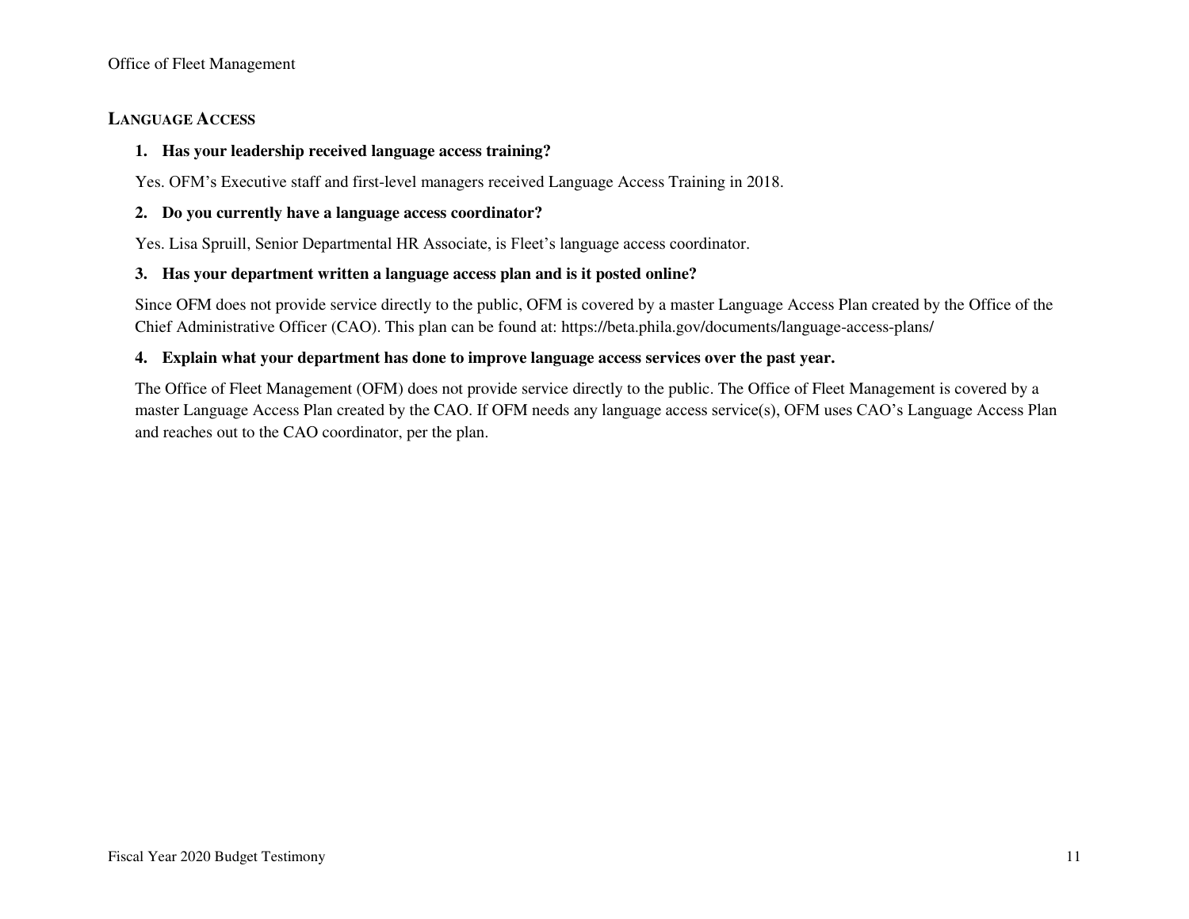## LANGUAGE ACCESS

**1. Has your leadership received language access training?**

Yes. OFM's Executive staff and first-level managers received Language Access Training in 2018.

**2. Do you currently have a language access coordinator?**

Yes. Lisa Spruill, Senior Departmental HR Associate, is Fleet's language access coordinator.

**3. Has your department written a language access plan and is it posted online?**

Since OFM does not provide service directly to the public, OFM is covered by a master Language Access Plan created by the Office of the Chief Administrative Officer (CAO). This plan can be found at: https://beta.phila.gov/documents/language-access-plans/

**4. Explain what your department has done to improve language access services over the past year.**

The Office of Fleet Management (OFM) does not provide service directly to the public. The Office of Fleet Management is covered by a master Language Access Plan created by the CAO. If OFM needs any language access service(s), OFM uses CAO's Language Access Plan and reaches out to the CAO coordinator, per the plan.